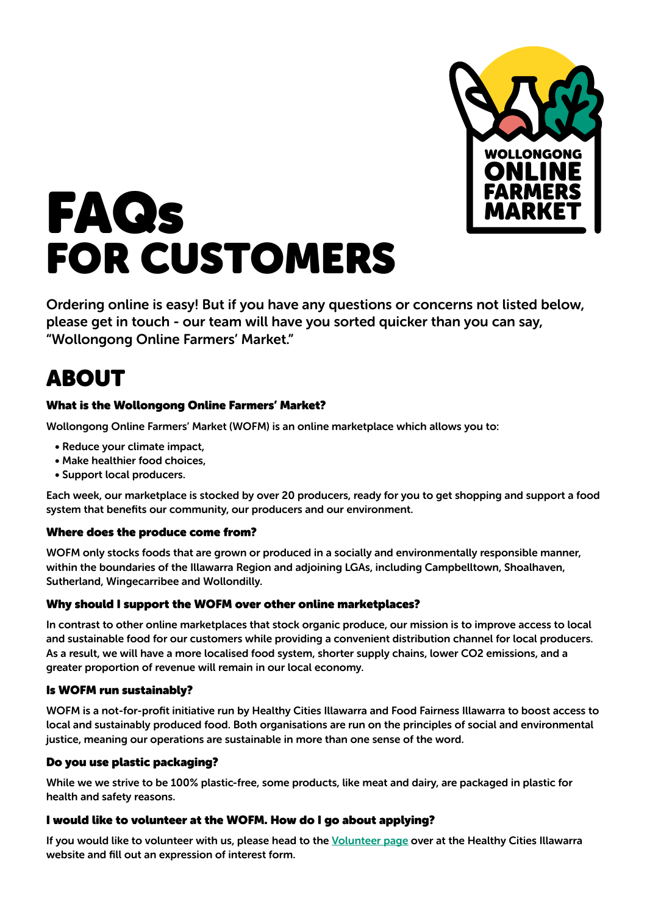# FAQs FOR CUSTOMERS

Ordering online is easy! But if you have any questions or concerns not listed below, please get in touch - our team will have you sorted quicker than you can say, "Wollongong Online Farmers' Market."

## ABOUT

### What is the Wollongong Online Farmers' Market?

Wollongong Online Farmers' Market (WOFM) is an online marketplace which allows you to:

- Reduce your climate impact,
- Make healthier food choices,
- Support local producers.

Each week, our marketplace is stocked by over 20 producers, ready for you to get shopping and support a food system that benefits our community, our producers and our environment.

### Where does the produce come from?

WOFM only stocks foods that are grown or produced in a socially and environmentally responsible manner, within the boundaries of the Illawarra Region and adjoining LGAs, including Campbelltown, Shoalhaven, Sutherland, Wingecarribee and Wollondilly.

### Why should I support the WOFM over other online marketplaces?

In contrast to other online marketplaces that stock organic produce, our mission is to improve access to local and sustainable food for our customers while providing a convenient distribution channel for local producers. As a result, we will have a more localised food system, shorter supply chains, lower $CO_2$ emissions, and a greater proportion of revenue will remain in our local economy.

### Is WOFM run sustainably?

WOFM is a not-for-profit initiative run by Healthy Cities Illawarra and Food Fairness Illawarra to boost access to local and sustainably produced food. Both organisations are run on the principles of social and environmental justice, meaning our operations are sustainable in more than one sense of the word.

### Do you use plastic packaging?

While we we strive to be 100% plastic-free, some products, like meat and dairy, are packaged in plastic for health and safety reasons.

### I would like to volunteer at the WOFM. How do I go about applying?

If you would like to volunteer with us, please head to the Volunteer page over at the Healthy Cities Illawarra website and fill out an expression of interest form.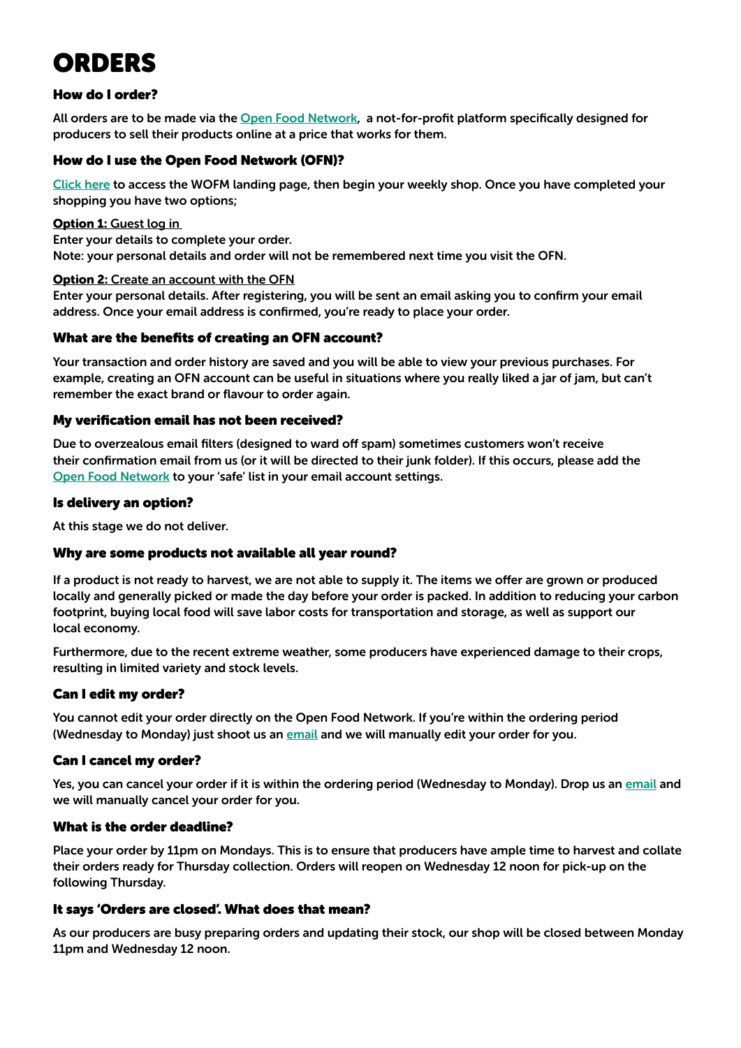# ORDERS

### How do I order?

All orders are to be made via the Open Food Network, a not-for-profit platform specifically designed for producers to sell their products online at a price that works for them.

### How do I use the Open Food Network (OFN)?

Click here to access the WOFM landing page, then begin your weekly shop. Once you have completed your shopping you have two options;

**Option 1:** Guest log in
Enter your details to complete your order.
Note: your personal details and order will not be remembered next time you visit the OFN.

**Option 2:** Create an account with the OFN
Enter your personal details. After registering, you will be sent an email asking you to confirm your email address. Once your email address is confirmed, you're ready to place your order.

### What are the benefits of creating an OFN account?

Your transaction and order history are saved and you will be able to view your previous purchases. For example, creating an OFN account can be useful in situations where you really liked a jar of jam, but can't remember the exact brand or flavour to order again.

### My verification email has not been received?

Due to overzealous email filters (designed to ward off spam) sometimes customers won't receive their confirmation email from us (or it will be directed to their junk folder). If this occurs, please add the Open Food Network to your 'safe' list in your email account settings.

### Is delivery an option?

At this stage we do not deliver.

### Why are some products not available all year round?

If a product is not ready to harvest, we are not able to supply it. The items we offer are grown or produced locally and generally picked or made the day before your order is packed. In addition to reducing your carbon footprint, buying local food will save labor costs for transportation and storage, as well as support our local economy.

Furthermore, due to the recent extreme weather, some producers have experienced damage to their crops, resulting in limited variety and stock levels.

### Can I edit my order?

You cannot edit your order directly on the Open Food Network. If you're within the ordering period (Wednesday to Monday) just shoot us an email and we will manually edit your order for you.

### Can I cancel my order?

Yes, you can cancel your order if it is within the ordering period (Wednesday to Monday). Drop us an email and we will manually cancel your order for you.

### What is the order deadline?

Place your order by 11pm on Mondays. This is to ensure that producers have ample time to harvest and collate their orders ready for Thursday collection. Orders will reopen on Wednesday 12 noon for pick-up on the following Thursday.

### It says 'Orders are closed'. What does that mean?

As our producers are busy preparing orders and updating their stock, our shop will be closed between Monday 11pm and Wednesday 12 noon.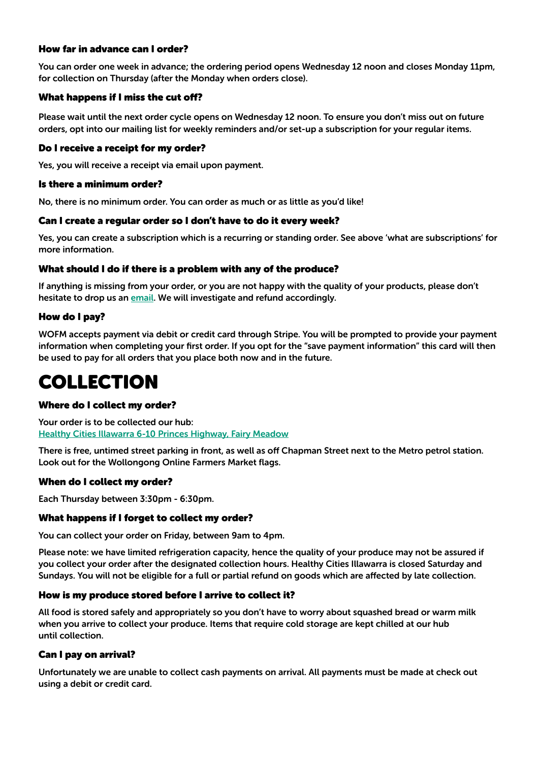### How far in advance can I order?

You can order one week in advance; the ordering period opens Wednesday 12 noon and closes Monday 11pm, for collection on Thursday (after the Monday when orders close).

### What happens if I miss the cut off?

Please wait until the next order cycle opens on Wednesday 12 noon. To ensure you don't miss out on future orders, opt into our mailing list for weekly reminders and/or set-up a subscription for your regular items.

### Do I receive a receipt for my order?

Yes, you will receive a receipt via email upon payment.

### Is there a minimum order?

No, there is no minimum order. You can order as much or as little as you'd like!

### Can I create a regular order so I don't have to do it every week?

Yes, you can create a subscription which is a recurring or standing order. See above 'what are subscriptions' for more information.

### What should I do if there is a problem with any of the produce?

If anything is missing from your order, or you are not happy with the quality of your products, please don't hesitate to drop us an email. We will investigate and refund accordingly.

### How do I pay?

WOFM accepts payment via debit or credit card through Stripe. You will be prompted to provide your payment information when completing your first order. If you opt for the "save payment information" this card will then be used to pay for all orders that you place both now and in the future.

# COLLECTION

### Where do I collect my order?

Your order is to be collected our hub:
Healthy Cities Illawarra 6-10 Princes Highway, Fairy Meadow

There is free, untimed street parking in front, as well as off Chapman Street next to the Metro petrol station. Look out for the Wollongong Online Farmers Market flags.

### When do I collect my order?

Each Thursday between 3:30pm - 6:30pm.

### What happens if I forget to collect my order?

You can collect your order on Friday, between 9am to 4pm.

Please note: we have limited refrigeration capacity, hence the quality of your produce may not be assured if you collect your order after the designated collection hours. Healthy Cities Illawarra is closed Saturday and Sundays. You will not be eligible for a full or partial refund on goods which are affected by late collection.

### How is my produce stored before I arrive to collect it?

All food is stored safely and appropriately so you don't have to worry about squashed bread or warm milk when you arrive to collect your produce. Items that require cold storage are kept chilled at our hub until collection.

### Can I pay on arrival?

Unfortunately we are unable to collect cash payments on arrival. All payments must be made at check out using a debit or credit card.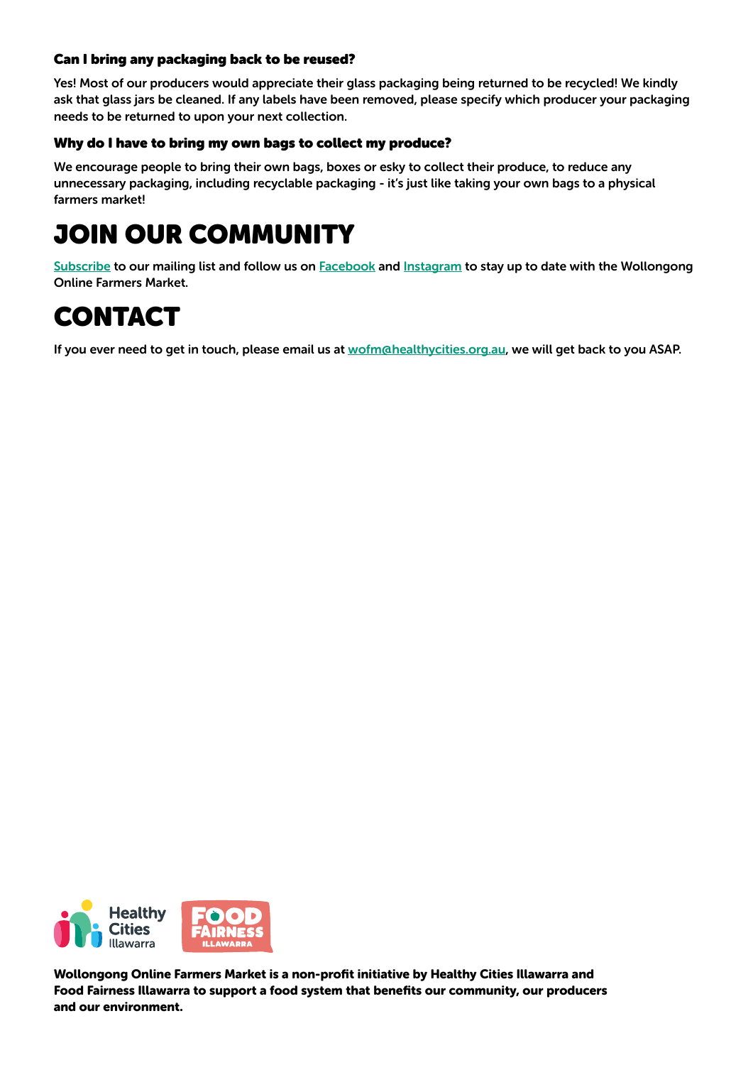### Can I bring any packaging back to be reused?

Yes! Most of our producers would appreciate their glass packaging being returned to be recycled! We kindly ask that glass jars be cleaned. If any labels have been removed, please specify which producer your packaging needs to be returned to upon your next collection.

### Why do I have to bring my own bags to collect my produce?

We encourage people to bring their own bags, boxes or esky to collect their produce, to reduce any unnecessary packaging, including recyclable packaging - it's just like taking your own bags to a physical farmers market!

# JOIN OUR COMMUNITY

Subscribe to our mailing list and follow us on Facebook and Instagram to stay up to date with the Wollongong Online Farmers Market.

# CONTACT

If you ever need to get in touch, please email us at wofm@healthycities.org.au, we will get back to you ASAP.

**Wollongong Online Farmers Market is a non-profit initiative by Healthy Cities Illawarra and Food Fairness Illawarra to support a food system that benefits our community, our producers and our environment.**